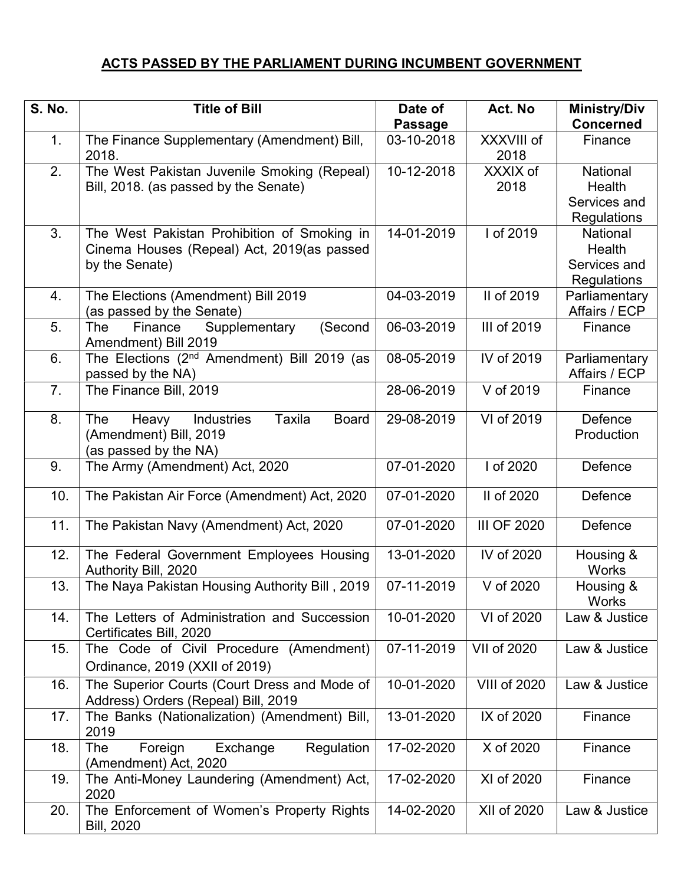## ACTS PASSED BY THE PARLIAMENT DURING INCUMBENT GOVERNMENT

| S. No. | Title of Bill | Date of Passage | Act. No | Ministry/Div Concerned |
|---|---|---|---|---|
| 1. | The Finance Supplementary (Amendment) Bill, 2018. | 03-10-2018 | XXXVIII of 2018 | Finance |
| 2. | The West Pakistan Juvenile Smoking (Repeal) Bill, 2018. (as passed by the Senate) | 10-12-2018 | XXXIX of 2018 | National Health Services and Regulations |
| 3. | The West Pakistan Prohibition of Smoking in Cinema Houses (Repeal) Act, 2019(as passed by the Senate) | 14-01-2019 | I of 2019 | National Health Services and Regulations |
| 4. | The Elections (Amendment) Bill 2019 (as passed by the Senate) | 04-03-2019 | II of 2019 | Parliamentary Affairs / ECP |
| 5. | The Finance Supplementary (Second Amendment) Bill 2019 | 06-03-2019 | III of 2019 | Finance |
| 6. | The Elections (2nd Amendment) Bill 2019 (as passed by the NA) | 08-05-2019 | IV of 2019 | Parliamentary Affairs / ECP |
| 7. | The Finance Bill, 2019 | 28-06-2019 | V of 2019 | Finance |
| 8. | The Heavy Industries Taxila Board (Amendment) Bill, 2019 (as passed by the NA) | 29-08-2019 | VI of 2019 | Defence Production |
| 9. | The Army (Amendment) Act, 2020 | 07-01-2020 | I of 2020 | Defence |
| 10. | The Pakistan Air Force (Amendment) Act, 2020 | 07-01-2020 | II of 2020 | Defence |
| 11. | The Pakistan Navy (Amendment) Act, 2020 | 07-01-2020 | III OF 2020 | Defence |
| 12. | The Federal Government Employees Housing Authority Bill, 2020 | 13-01-2020 | IV of 2020 | Housing & Works |
| 13. | The Naya Pakistan Housing Authority Bill , 2019 | 07-11-2019 | V of 2020 | Housing & Works |
| 14. | The Letters of Administration and Succession Certificates Bill, 2020 | 10-01-2020 | VI of 2020 | Law & Justice |
| 15. | The Code of Civil Procedure (Amendment) Ordinance, 2019 (XXII of 2019) | 07-11-2019 | VII of 2020 | Law & Justice |
| 16. | The Superior Courts (Court Dress and Mode of Address) Orders (Repeal) Bill, 2019 | 10-01-2020 | VIII of 2020 | Law & Justice |
| 17. | The Banks (Nationalization) (Amendment) Bill, 2019 | 13-01-2020 | IX of 2020 | Finance |
| 18. | The Foreign Exchange Regulation (Amendment) Act, 2020 | 17-02-2020 | X of 2020 | Finance |
| 19. | The Anti-Money Laundering (Amendment) Act, 2020 | 17-02-2020 | XI of 2020 | Finance |
| 20. | The Enforcement of Women's Property Rights Bill, 2020 | 14-02-2020 | XII of 2020 | Law & Justice |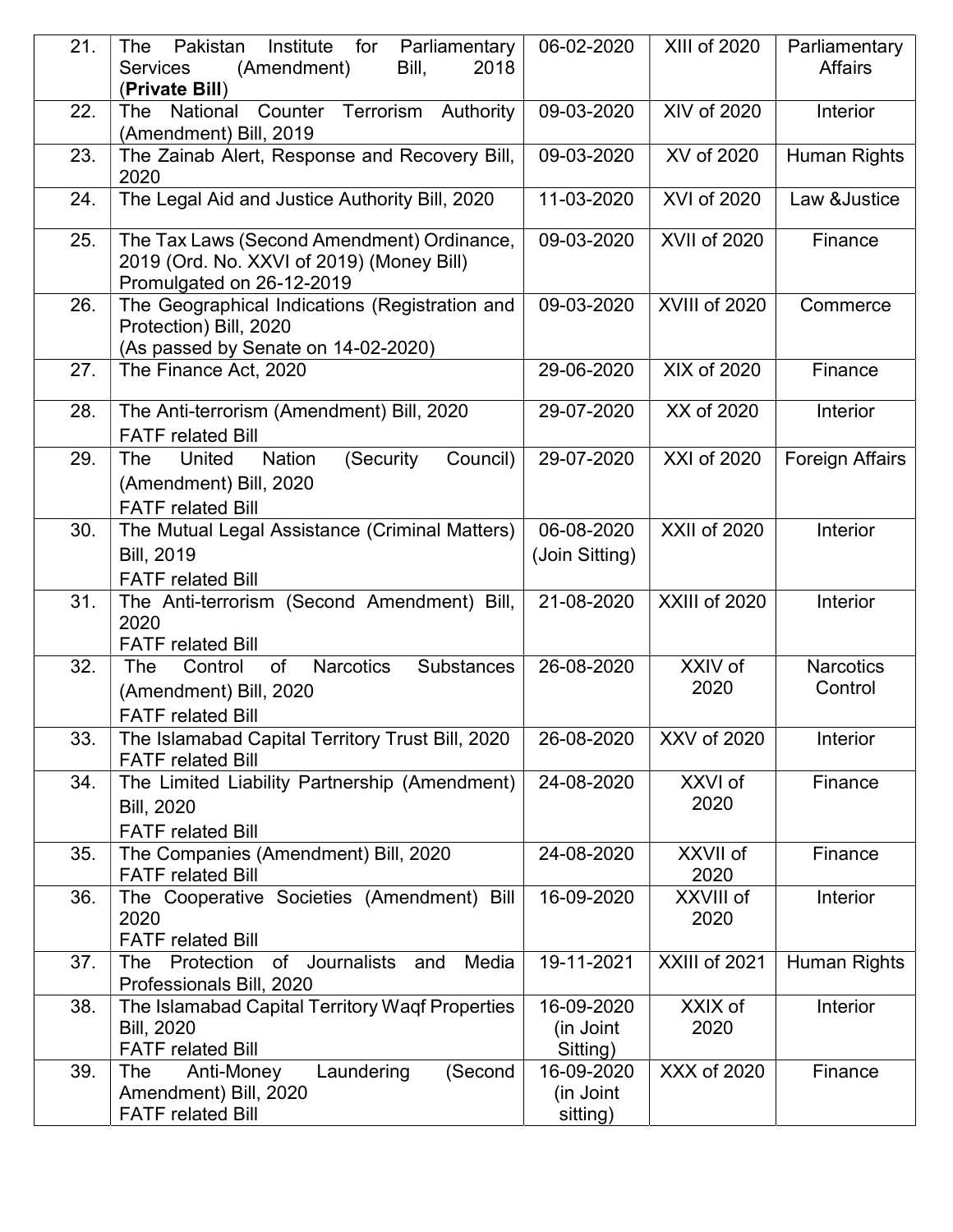| 21. | The Pakistan Institute for Parliamentary Services (Amendment) Bill, 2018 (**Private Bill**) | 06-02-2020 | XIII of 2020 | Parliamentary Affairs |
|---|---|---|---|---|
| 22. | The National Counter Terrorism Authority (Amendment) Bill, 2019 | 09-03-2020 | XIV of 2020 | Interior |
| 23. | The Zainab Alert, Response and Recovery Bill, 2020 | 09-03-2020 | XV of 2020 | Human Rights |
| 24. | The Legal Aid and Justice Authority Bill, 2020 | 11-03-2020 | XVI of 2020 | Law &Justice |
| 25. | The Tax Laws (Second Amendment) Ordinance, 2019 (Ord. No. XXVI of 2019) (Money Bill) Promulgated on 26-12-2019 | 09-03-2020 | XVII of 2020 | Finance |
| 26. | The Geographical Indications (Registration and Protection) Bill, 2020 (As passed by Senate on 14-02-2020) | 09-03-2020 | XVIII of 2020 | Commerce |
| 27. | The Finance Act, 2020 | 29-06-2020 | XIX of 2020 | Finance |
| 28. | The Anti-terrorism (Amendment) Bill, 2020 FATF related Bill | 29-07-2020 | XX of 2020 | Interior |
| 29. | The United Nation (Security Council) (Amendment) Bill, 2020 FATF related Bill | 29-07-2020 | XXI of 2020 | Foreign Affairs |
| 30. | The Mutual Legal Assistance (Criminal Matters) Bill, 2019 FATF related Bill | 06-08-2020 (Join Sitting) | XXII of 2020 | Interior |
| 31. | The Anti-terrorism (Second Amendment) Bill, 2020 FATF related Bill | 21-08-2020 | XXIII of 2020 | Interior |
| 32. | The Control of Narcotics Substances (Amendment) Bill, 2020 FATF related Bill | 26-08-2020 | XXIV of 2020 | Narcotics Control |
| 33. | The Islamabad Capital Territory Trust Bill, 2020 FATF related Bill | 26-08-2020 | XXV of 2020 | Interior |
| 34. | The Limited Liability Partnership (Amendment) Bill, 2020 FATF related Bill | 24-08-2020 | XXVI of 2020 | Finance |
| 35. | The Companies (Amendment) Bill, 2020 FATF related Bill | 24-08-2020 | XXVII of 2020 | Finance |
| 36. | The Cooperative Societies (Amendment) Bill 2020 FATF related Bill | 16-09-2020 | XXVIII of 2020 | Interior |
| 37. | The Protection of Journalists and Media Professionals Bill, 2020 | 19-11-2021 | XXIII of 2021 | Human Rights |
| 38. | The Islamabad Capital Territory Waqf Properties Bill, 2020 FATF related Bill | 16-09-2020 (in Joint Sitting) | XXIX of 2020 | Interior |
| 39. | The Anti-Money Laundering (Second Amendment) Bill, 2020 FATF related Bill | 16-09-2020 (in Joint sitting) | XXX of 2020 | Finance |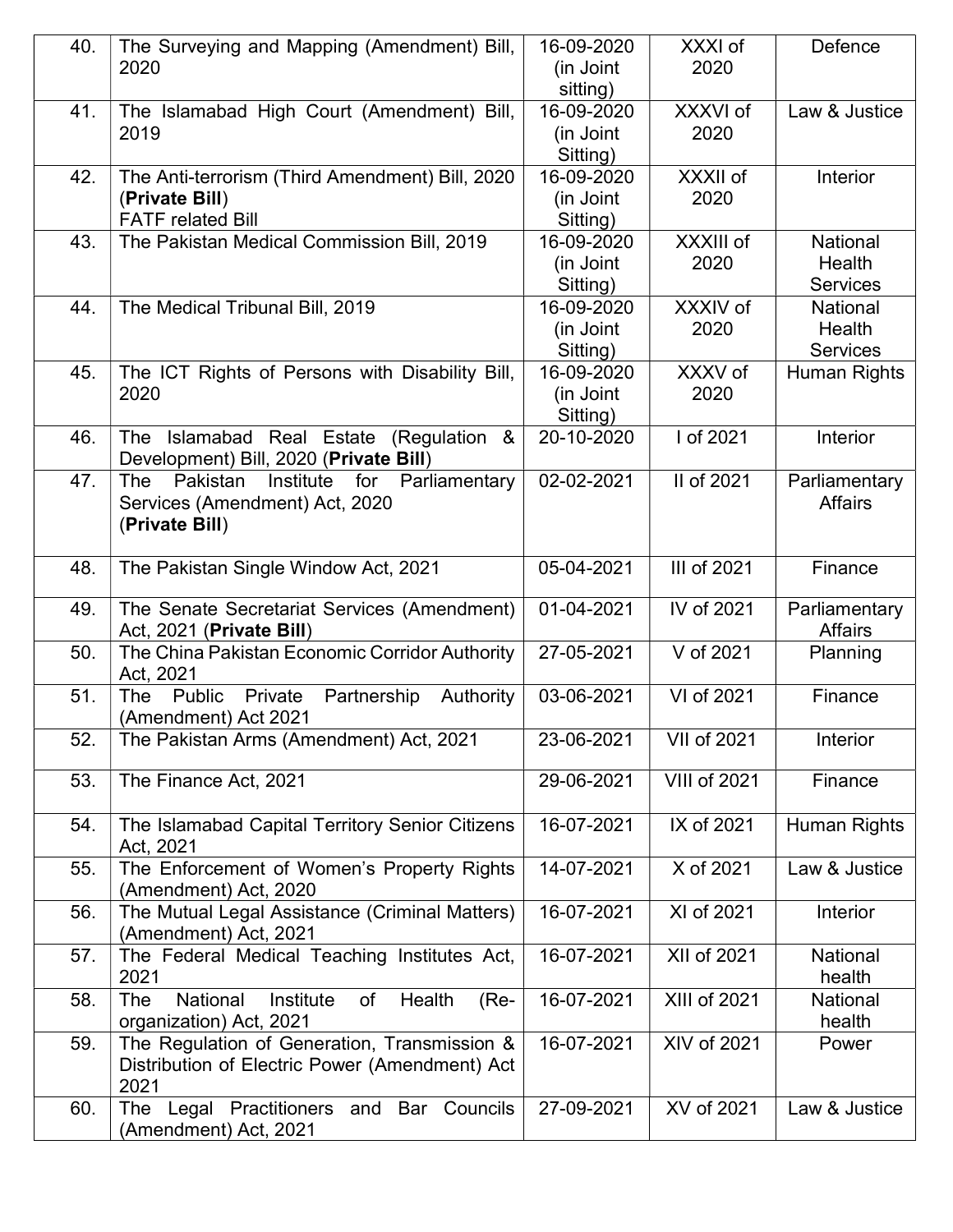| 40. | The Surveying and Mapping (Amendment) Bill, 2020 | 16-09-2020 (in Joint sitting) | XXXI of 2020 | Defence |
|---|---|---|---|---|
| 41. | The Islamabad High Court (Amendment) Bill, 2019 | 16-09-2020 (in Joint Sitting) | XXXVI of 2020 | Law & Justice |
| 42. | The Anti-terrorism (Third Amendment) Bill, 2020 (**Private Bill**) FATF related Bill | 16-09-2020 (in Joint Sitting) | XXXII of 2020 | Interior |
| 43. | The Pakistan Medical Commission Bill, 2019 | 16-09-2020 (in Joint Sitting) | XXXIII of 2020 | National Health Services |
| 44. | The Medical Tribunal Bill, 2019 | 16-09-2020 (in Joint Sitting) | XXXIV of 2020 | National Health Services |
| 45. | The ICT Rights of Persons with Disability Bill, 2020 | 16-09-2020 (in Joint Sitting) | XXXV of 2020 | Human Rights |
| 46. | The Islamabad Real Estate (Regulation & Development) Bill, 2020 (**Private Bill**) | 20-10-2020 | I of 2021 | Interior |
| 47. | The Pakistan Institute for Parliamentary Services (Amendment) Act, 2020 (**Private Bill**) | 02-02-2021 | II of 2021 | Parliamentary Affairs |
| 48. | The Pakistan Single Window Act, 2021 | 05-04-2021 | III of 2021 | Finance |
| 49. | The Senate Secretariat Services (Amendment) Act, 2021 (**Private Bill**) | 01-04-2021 | IV of 2021 | Parliamentary Affairs |
| 50. | The China Pakistan Economic Corridor Authority Act, 2021 | 27-05-2021 | V of 2021 | Planning |
| 51. | The Public Private Partnership Authority (Amendment) Act 2021 | 03-06-2021 | VI of 2021 | Finance |
| 52. | The Pakistan Arms (Amendment) Act, 2021 | 23-06-2021 | VII of 2021 | Interior |
| 53. | The Finance Act, 2021 | 29-06-2021 | VIII of 2021 | Finance |
| 54. | The Islamabad Capital Territory Senior Citizens Act, 2021 | 16-07-2021 | IX of 2021 | Human Rights |
| 55. | The Enforcement of Women's Property Rights (Amendment) Act, 2020 | 14-07-2021 | X of 2021 | Law & Justice |
| 56. | The Mutual Legal Assistance (Criminal Matters) (Amendment) Act, 2021 | 16-07-2021 | XI of 2021 | Interior |
| 57. | The Federal Medical Teaching Institutes Act, 2021 | 16-07-2021 | XII of 2021 | National health |
| 58. | The National Institute of Health (Re-organization) Act, 2021 | 16-07-2021 | XIII of 2021 | National health |
| 59. | The Regulation of Generation, Transmission & Distribution of Electric Power (Amendment) Act 2021 | 16-07-2021 | XIV of 2021 | Power |
| 60. | The Legal Practitioners and Bar Councils (Amendment) Act, 2021 | 27-09-2021 | XV of 2021 | Law & Justice |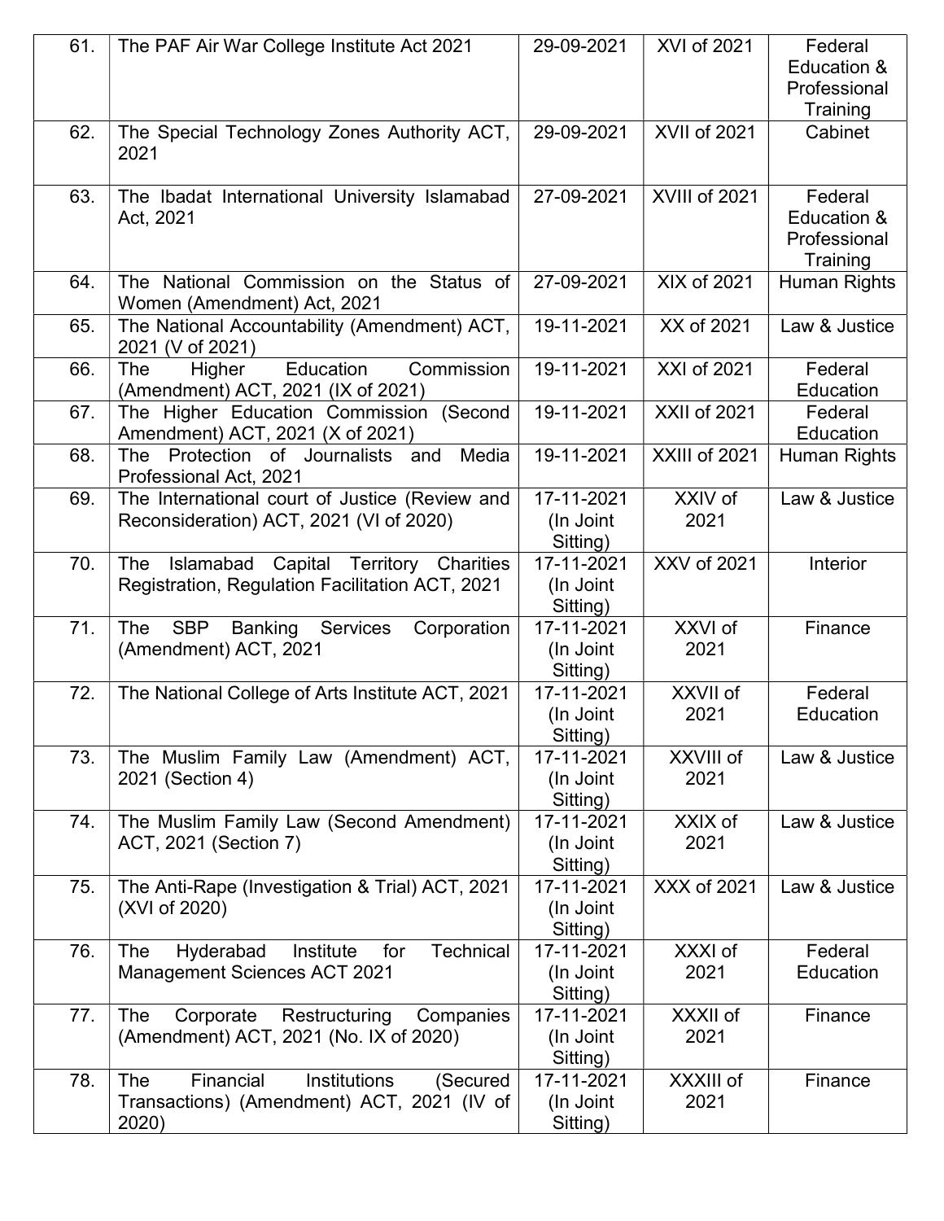| | | | | |
|---|---|---|---|---|
| 61. | The PAF Air War College Institute Act 2021 | 29-09-2021 | XVI of 2021 | Federal Education & Professional Training |
| 62. | The Special Technology Zones Authority ACT, 2021 | 29-09-2021 | XVII of 2021 | Cabinet |
| 63. | The Ibadat International University Islamabad Act, 2021 | 27-09-2021 | XVIII of 2021 | Federal Education & Professional Training |
| 64. | The National Commission on the Status of Women (Amendment) Act, 2021 | 27-09-2021 | XIX of 2021 | Human Rights |
| 65. | The National Accountability (Amendment) ACT, 2021 (V of 2021) | 19-11-2021 | XX of 2021 | Law & Justice |
| 66. | The Higher Education Commission (Amendment) ACT, 2021 (IX of 2021) | 19-11-2021 | XXI of 2021 | Federal Education |
| 67. | The Higher Education Commission (Second Amendment) ACT, 2021 (X of 2021) | 19-11-2021 | XXII of 2021 | Federal Education |
| 68. | The Protection of Journalists and Media Professional Act, 2021 | 19-11-2021 | XXIII of 2021 | Human Rights |
| 69. | The International court of Justice (Review and Reconsideration) ACT, 2021 (VI of 2020) | 17-11-2021 (In Joint Sitting) | XXIV of 2021 | Law & Justice |
| 70. | The Islamabad Capital Territory Charities Registration, Regulation Facilitation ACT, 2021 | 17-11-2021 (In Joint Sitting) | XXV of 2021 | Interior |
| 71. | The SBP Banking Services Corporation (Amendment) ACT, 2021 | 17-11-2021 (In Joint Sitting) | XXVI of 2021 | Finance |
| 72. | The National College of Arts Institute ACT, 2021 | 17-11-2021 (In Joint Sitting) | XXVII of 2021 | Federal Education |
| 73. | The Muslim Family Law (Amendment) ACT, 2021 (Section 4) | 17-11-2021 (In Joint Sitting) | XXVIII of 2021 | Law & Justice |
| 74. | The Muslim Family Law (Second Amendment) ACT, 2021 (Section 7) | 17-11-2021 (In Joint Sitting) | XXIX of 2021 | Law & Justice |
| 75. | The Anti-Rape (Investigation & Trial) ACT, 2021 (XVI of 2020) | 17-11-2021 (In Joint Sitting) | XXX of 2021 | Law & Justice |
| 76. | The Hyderabad Institute for Technical Management Sciences ACT 2021 | 17-11-2021 (In Joint Sitting) | XXXI of 2021 | Federal Education |
| 77. | The Corporate Restructuring Companies (Amendment) ACT, 2021 (No. IX of 2020) | 17-11-2021 (In Joint Sitting) | XXXII of 2021 | Finance |
| 78. | The Financial Institutions (Secured Transactions) (Amendment) ACT, 2021 (IV of 2020) | 17-11-2021 (In Joint Sitting) | XXXIII of 2021 | Finance |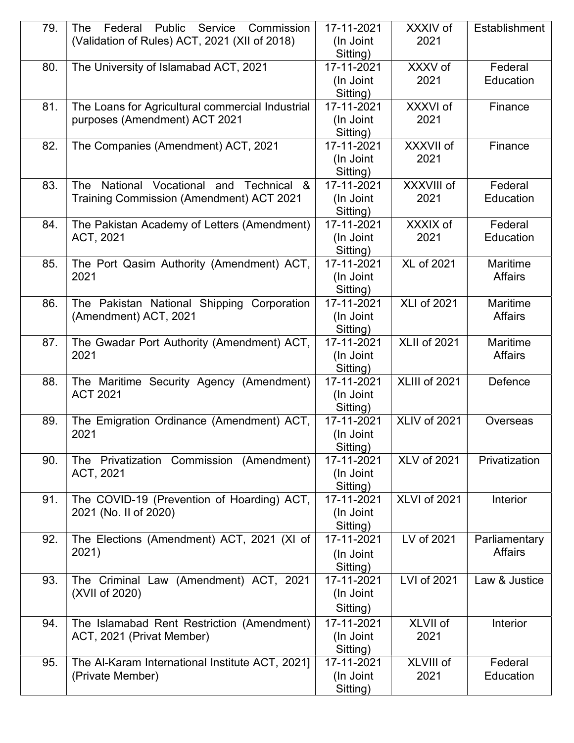| 79. | The Federal Public Service Commission (Validation of Rules) ACT, 2021 (XII of 2018) | 17-11-2021 (In Joint Sitting) | XXXIV of 2021 | Establishment |
|---|---|---|---|---|
| 80. | The University of Islamabad ACT, 2021 | 17-11-2021 (In Joint Sitting) | XXXV of 2021 | Federal Education |
| 81. | The Loans for Agricultural commercial Industrial purposes (Amendment) ACT 2021 | 17-11-2021 (In Joint Sitting) | XXXVI of 2021 | Finance |
| 82. | The Companies (Amendment) ACT, 2021 | 17-11-2021 (In Joint Sitting) | XXXVII of 2021 | Finance |
| 83. | The National Vocational and Technical & Training Commission (Amendment) ACT 2021 | 17-11-2021 (In Joint Sitting) | XXXVIII of 2021 | Federal Education |
| 84. | The Pakistan Academy of Letters (Amendment) ACT, 2021 | 17-11-2021 (In Joint Sitting) | XXXIX of 2021 | Federal Education |
| 85. | The Port Qasim Authority (Amendment) ACT, 2021 | 17-11-2021 (In Joint Sitting) | XL of 2021 | Maritime Affairs |
| 86. | The Pakistan National Shipping Corporation (Amendment) ACT, 2021 | 17-11-2021 (In Joint Sitting) | XLI of 2021 | Maritime Affairs |
| 87. | The Gwadar Port Authority (Amendment) ACT, 2021 | 17-11-2021 (In Joint Sitting) | XLII of 2021 | Maritime Affairs |
| 88. | The Maritime Security Agency (Amendment) ACT 2021 | 17-11-2021 (In Joint Sitting) | XLIII of 2021 | Defence |
| 89. | The Emigration Ordinance (Amendment) ACT, 2021 | 17-11-2021 (In Joint Sitting) | XLIV of 2021 | Overseas |
| 90. | The Privatization Commission (Amendment) ACT, 2021 | 17-11-2021 (In Joint Sitting) | XLV of 2021 | Privatization |
| 91. | The COVID-19 (Prevention of Hoarding) ACT, 2021 (No. II of 2020) | 17-11-2021 (In Joint Sitting) | XLVI of 2021 | Interior |
| 92. | The Elections (Amendment) ACT, 2021 (XI of 2021) | 17-11-2021 (In Joint Sitting) | LV of 2021 | Parliamentary Affairs |
| 93. | The Criminal Law (Amendment) ACT, 2021 (XVII of 2020) | 17-11-2021 (In Joint Sitting) | LVI of 2021 | Law & Justice |
| 94. | The Islamabad Rent Restriction (Amendment) ACT, 2021 (Privat Member) | 17-11-2021 (In Joint Sitting) | XLVII of 2021 | Interior |
| 95. | The Al-Karam International Institute ACT, 2021] (Private Member) | 17-11-2021 (In Joint Sitting) | XLVIII of 2021 | Federal Education |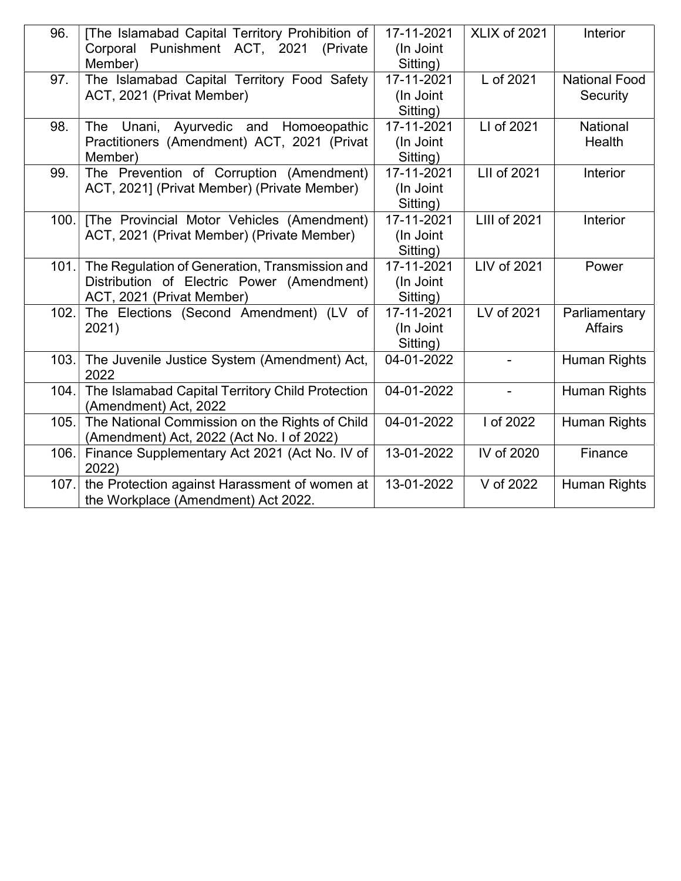| | | | | |
|---|---|---|---|---|
| 96. | [The Islamabad Capital Territory Prohibition of Corporal Punishment ACT, 2021 (Private Member) | 17-11-2021 (In Joint Sitting) | XLIX of 2021 | Interior |
| 97. | The Islamabad Capital Territory Food Safety ACT, 2021 (Privat Member) | 17-11-2021 (In Joint Sitting) | L of 2021 | National Food Security |
| 98. | The Unani, Ayurvedic and Homoeopathic Practitioners (Amendment) ACT, 2021 (Privat Member) | 17-11-2021 (In Joint Sitting) | LI of 2021 | National Health |
| 99. | The Prevention of Corruption (Amendment) ACT, 2021] (Privat Member) (Private Member) | 17-11-2021 (In Joint Sitting) | LII of 2021 | Interior |
| 100. | [The Provincial Motor Vehicles (Amendment) ACT, 2021 (Privat Member) (Private Member) | 17-11-2021 (In Joint Sitting) | LIII of 2021 | Interior |
| 101. | The Regulation of Generation, Transmission and Distribution of Electric Power (Amendment) ACT, 2021 (Privat Member) | 17-11-2021 (In Joint Sitting) | LIV of 2021 | Power |
| 102. | The Elections (Second Amendment) (LV of 2021) | 17-11-2021 (In Joint Sitting) | LV of 2021 | Parliamentary Affairs |
| 103. | The Juvenile Justice System (Amendment) Act, 2022 | 04-01-2022 | - | Human Rights |
| 104. | The Islamabad Capital Territory Child Protection (Amendment) Act, 2022 | 04-01-2022 | - | Human Rights |
| 105. | The National Commission on the Rights of Child (Amendment) Act, 2022 (Act No. I of 2022) | 04-01-2022 | I of 2022 | Human Rights |
| 106. | Finance Supplementary Act 2021 (Act No. IV of 2022) | 13-01-2022 | IV of 2020 | Finance |
| 107. | the Protection against Harassment of women at the Workplace (Amendment) Act 2022. | 13-01-2022 | V of 2022 | Human Rights |